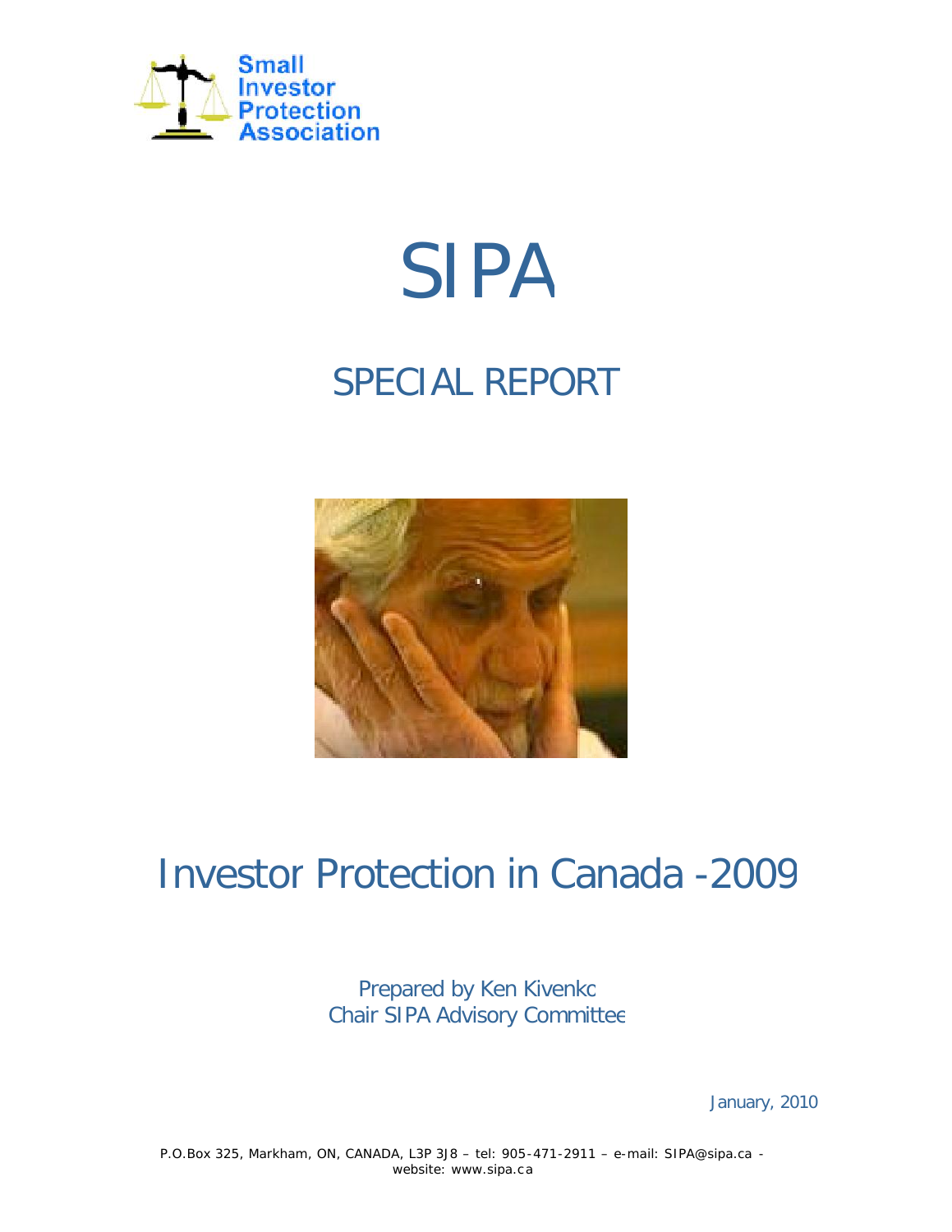Small Investor Protection Association

# SIPA

## SPECIAL REPORT

# Investor Protection in Canada -2009

Prepared by Ken Kivenko
Chair SIPA Advisory Committee

January, 2010

P.O.Box 325, Markham, ON, CANADA, L3P 3J8 – tel: 905-471-2911 – e-mail: SIPA@sipa.ca - website: www.sipa.ca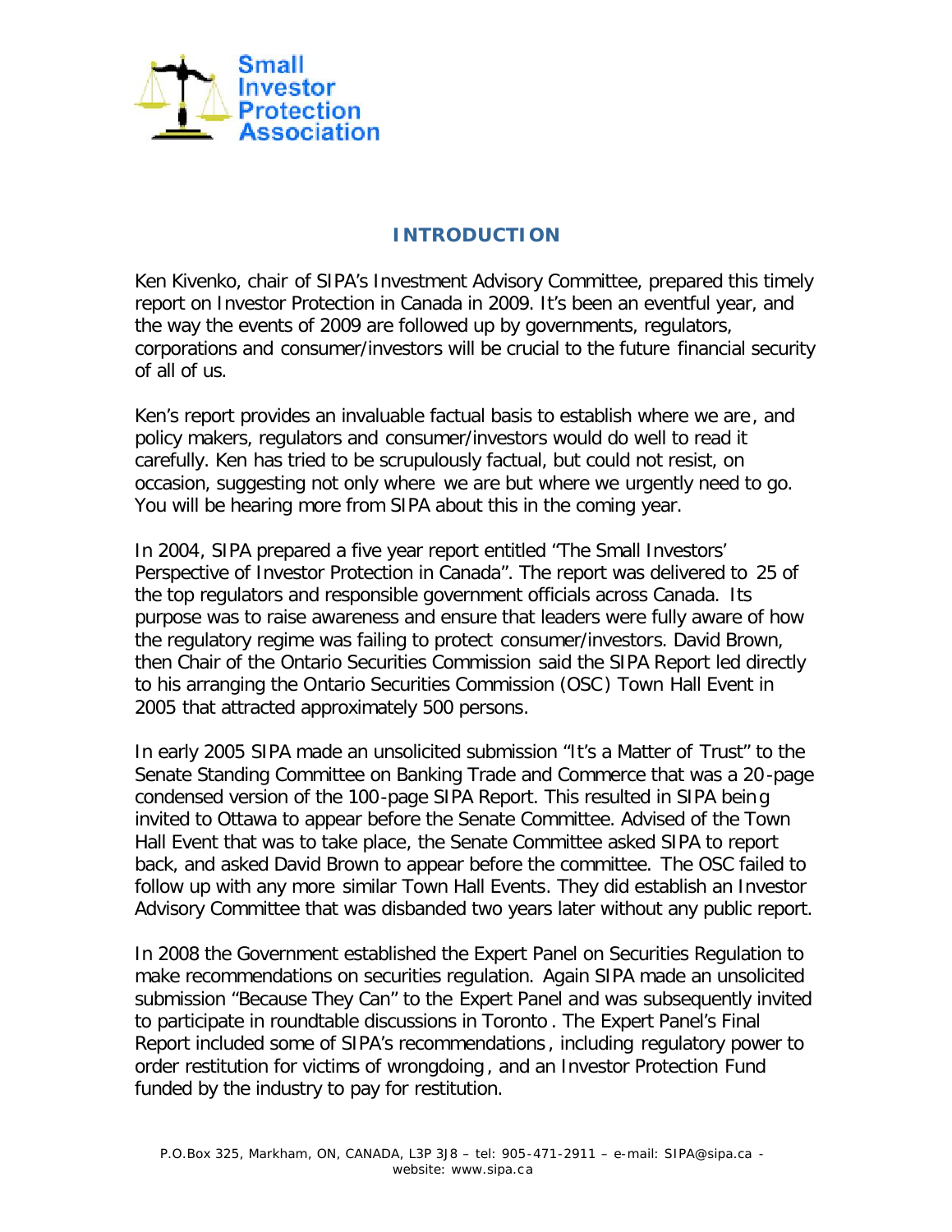## INTRODUCTION

Ken Kivenko, chair of SIPA's Investment Advisory Committee, prepared this timely report on Investor Protection in Canada in 2009. It's been an eventful year, and the way the events of 2009 are followed up by governments, regulators, corporations and consumer/investors will be crucial to the future financial security of all of us.

Ken's report provides an invaluable factual basis to establish where we are, and policy makers, regulators and consumer/investors would do well to read it carefully. Ken has tried to be scrupulously factual, but could not resist, on occasion, suggesting not only where we are but where we urgently need to go. You will be hearing more from SIPA about this in the coming year.

In 2004, SIPA prepared a five year report entitled "The Small Investors' Perspective of Investor Protection in Canada". The report was delivered to 25 of the top regulators and responsible government officials across Canada. Its purpose was to raise awareness and ensure that leaders were fully aware of how the regulatory regime was failing to protect consumer/investors. David Brown, then Chair of the Ontario Securities Commission said the SIPA Report led directly to his arranging the Ontario Securities Commission (OSC) Town Hall Event in 2005 that attracted approximately 500 persons.

In early 2005 SIPA made an unsolicited submission "It's a Matter of Trust" to the Senate Standing Committee on Banking Trade and Commerce that was a 20-page condensed version of the 100-page SIPA Report. This resulted in SIPA being invited to Ottawa to appear before the Senate Committee. Advised of the Town Hall Event that was to take place, the Senate Committee asked SIPA to report back, and asked David Brown to appear before the committee. The OSC failed to follow up with any more similar Town Hall Events. They did establish an Investor Advisory Committee that was disbanded two years later without any public report.

In 2008 the Government established the Expert Panel on Securities Regulation to make recommendations on securities regulation. Again SIPA made an unsolicited submission "Because They Can" to the Expert Panel and was subsequently invited to participate in roundtable discussions in Toronto. The Expert Panel's Final Report included some of SIPA's recommendations, including regulatory power to order restitution for victims of wrongdoing, and an Investor Protection Fund funded by the industry to pay for restitution.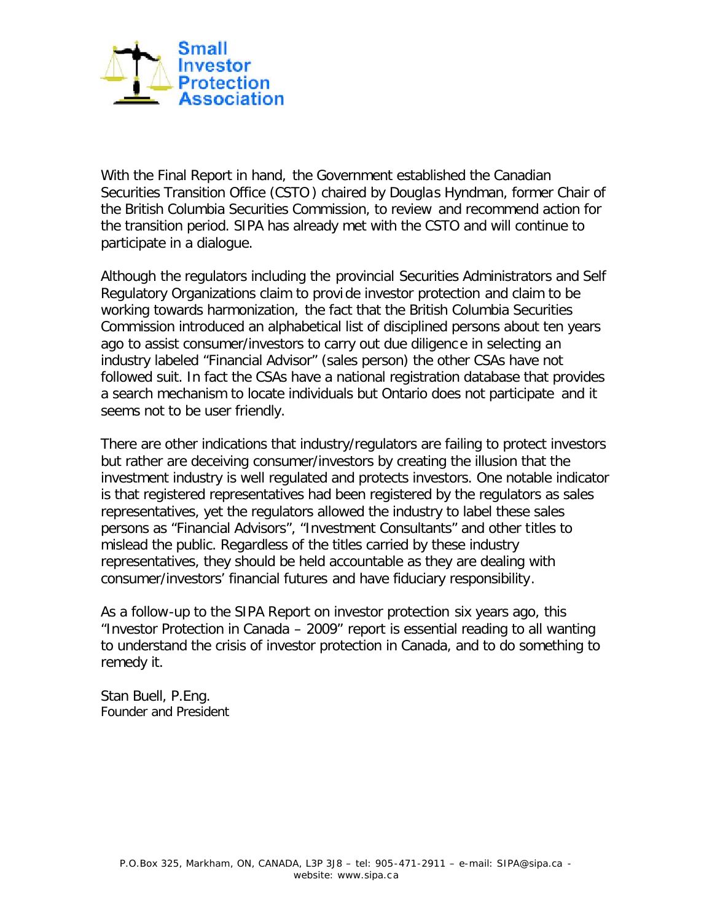With the Final Report in hand, the Government established the Canadian Securities Transition Office (CSTO) chaired by Douglas Hyndman, former Chair of the British Columbia Securities Commission, to review and recommend action for the transition period. SIPA has already met with the CSTO and will continue to participate in a dialogue.

Although the regulators including the provincial Securities Administrators and Self Regulatory Organizations claim to provide investor protection and claim to be working towards harmonization, the fact that the British Columbia Securities Commission introduced an alphabetical list of disciplined persons about ten years ago to assist consumer/investors to carry out due diligence in selecting an industry labeled "Financial Advisor" (sales person) the other CSAs have not followed suit. In fact the CSAs have a national registration database that provides a search mechanism to locate individuals but Ontario does not participate and it seems not to be user friendly.

There are other indications that industry/regulators are failing to protect investors but rather are deceiving consumer/investors by creating the illusion that the investment industry is well regulated and protects investors. One notable indicator is that registered representatives had been registered by the regulators as sales representatives, yet the regulators allowed the industry to label these sales persons as "Financial Advisors", "Investment Consultants" and other titles to mislead the public. Regardless of the titles carried by these industry representatives, they should be held accountable as they are dealing with consumer/investors' financial futures and have fiduciary responsibility.

As a follow-up to the SIPA Report on investor protection six years ago, this "Investor Protection in Canada – 2009" report is essential reading to all wanting to understand the crisis of investor protection in Canada, and to do something to remedy it.

Stan Buell, P.Eng.
Founder and President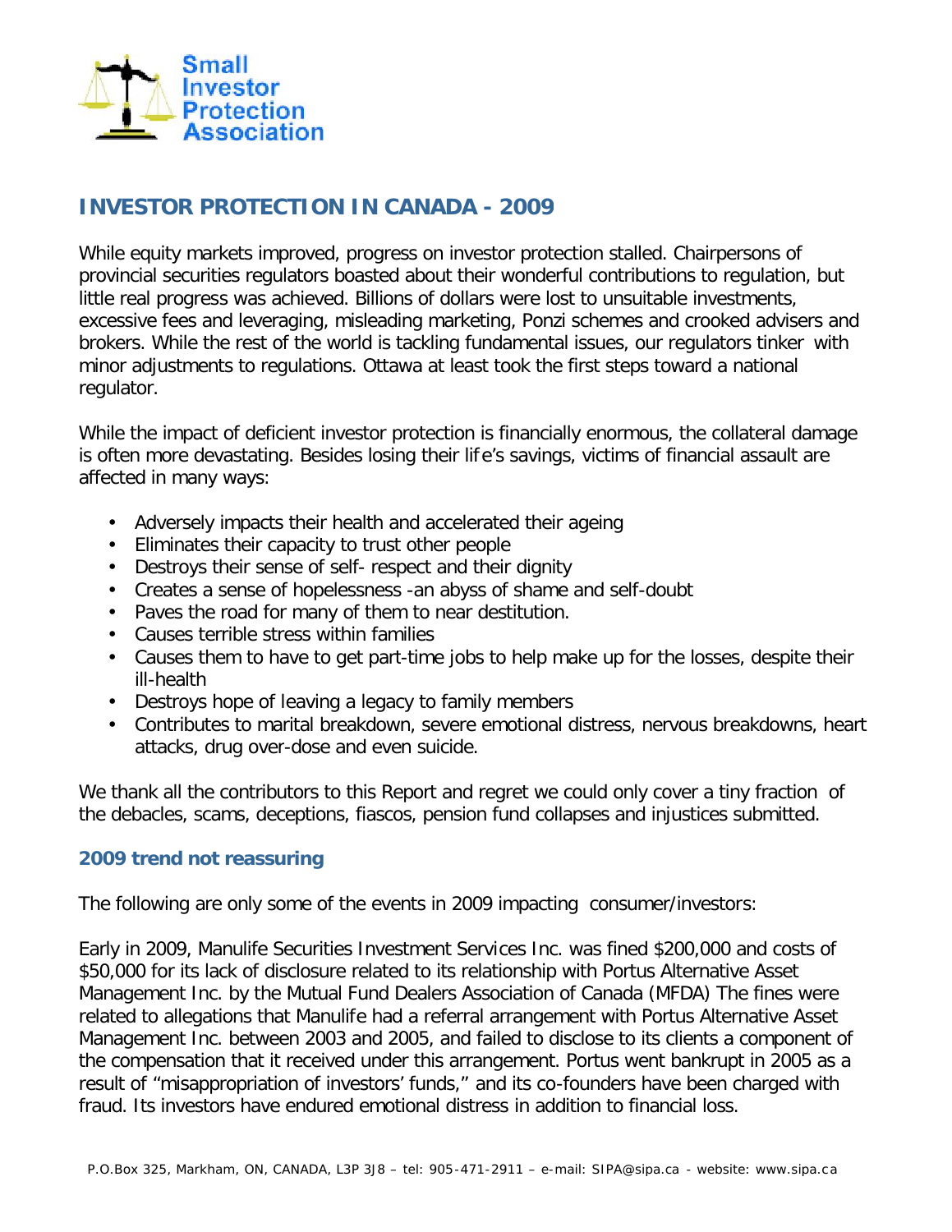Small Investor Protection Association

## INVESTOR PROTECTION IN CANADA - 2009

While equity markets improved, progress on investor protection stalled. Chairpersons of provincial securities regulators boasted about their wonderful contributions to regulation, but little real progress was achieved. Billions of dollars were lost to unsuitable investments, excessive fees and leveraging, misleading marketing, Ponzi schemes and crooked advisers and brokers. While the rest of the world is tackling fundamental issues, our regulators tinker with minor adjustments to regulations. Ottawa at least took the first steps toward a national regulator.

While the impact of deficient investor protection is financially enormous, the collateral damage is often more devastating. Besides losing their life's savings, victims of financial assault are affected in many ways:

- Adversely impacts their health and accelerated their ageing
- Eliminates their capacity to trust other people
- Destroys their sense of self- respect and their dignity
- Creates a sense of hopelessness -an abyss of shame and self-doubt
- Paves the road for many of them to near destitution.
- Causes terrible stress within families
- Causes them to have to get part-time jobs to help make up for the losses, despite their ill-health
- Destroys hope of leaving a legacy to family members
- Contributes to marital breakdown, severe emotional distress, nervous breakdowns, heart attacks, drug over-dose and even suicide.

We thank all the contributors to this Report and regret we could only cover a tiny fraction of the debacles, scams, deceptions, fiascos, pension fund collapses and injustices submitted.

### 2009 trend not reassuring

The following are only some of the events in 2009 impacting consumer/investors:

Early in 2009, Manulife Securities Investment Services Inc. was fined $200,000 and costs of $50,000 for its lack of disclosure related to its relationship with Portus Alternative Asset Management Inc. by the Mutual Fund Dealers Association of Canada (MFDA) The fines were related to allegations that Manulife had a referral arrangement with Portus Alternative Asset Management Inc. between 2003 and 2005, and failed to disclose to its clients a component of the compensation that it received under this arrangement. Portus went bankrupt in 2005 as a result of "misappropriation of investors' funds," and its co-founders have been charged with fraud. Its investors have endured emotional distress in addition to financial loss.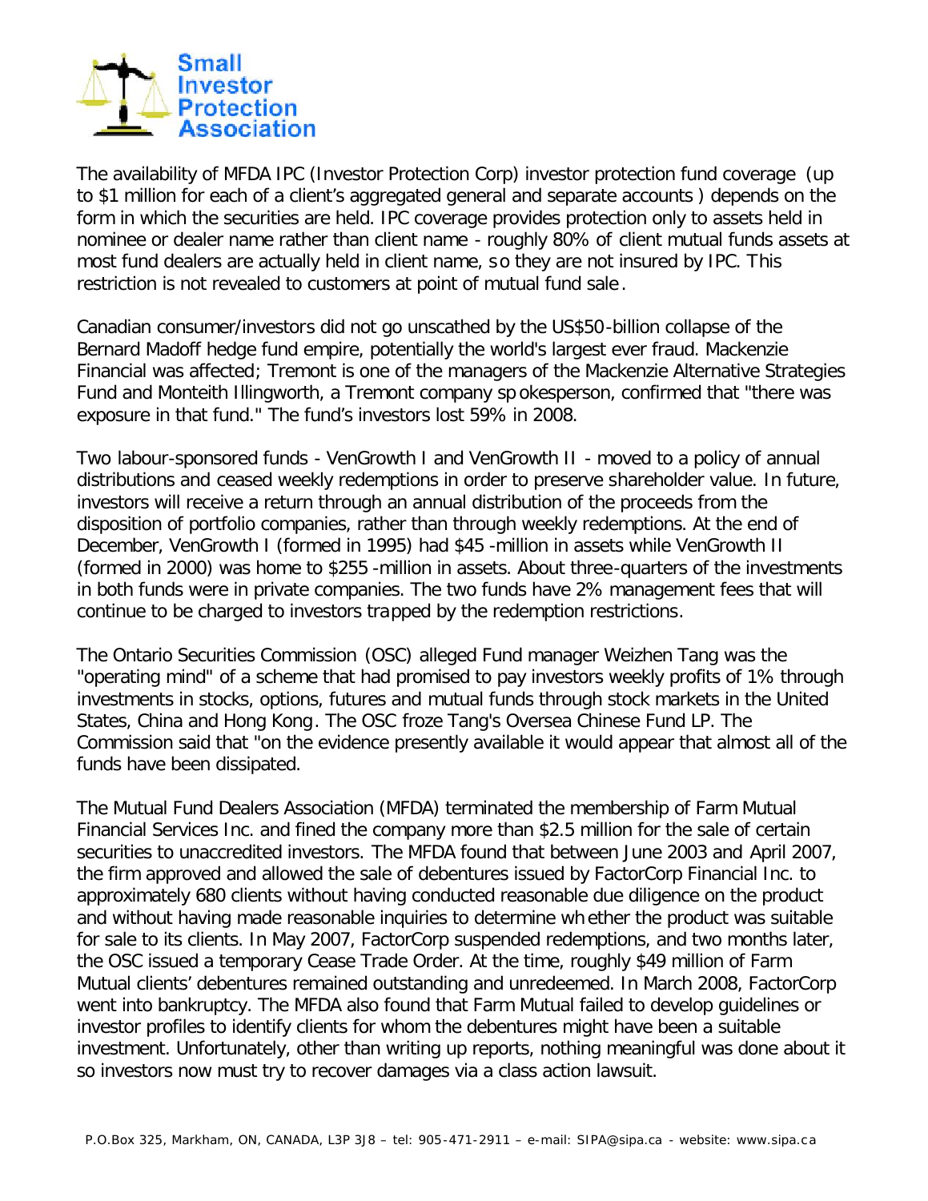The availability of MFDA IPC (Investor Protection Corp) investor protection fund coverage (up to $1 million for each of a client's aggregated general and separate accounts) depends on the form in which the securities are held. IPC coverage provides protection only to assets held in nominee or dealer name rather than client name - roughly 80% of client mutual funds assets at most fund dealers are actually held in client name, so they are not insured by IPC. This restriction is not revealed to customers at point of mutual fund sale.

Canadian consumer/investors did not go unscathed by the US$50-billion collapse of the Bernard Madoff hedge fund empire, potentially the world's largest ever fraud. Mackenzie Financial was affected; Tremont is one of the managers of the Mackenzie Alternative Strategies Fund and Monteith Illingworth, a Tremont company spokesperson, confirmed that "there was exposure in that fund." The fund's investors lost 59% in 2008.

Two labour-sponsored funds - VenGrowth I and VenGrowth II - moved to a policy of annual distributions and ceased weekly redemptions in order to preserve shareholder value. In future, investors will receive a return through an annual distribution of the proceeds from the disposition of portfolio companies, rather than through weekly redemptions. At the end of December, VenGrowth I (formed in 1995) had $45-million in assets while VenGrowth II (formed in 2000) was home to $255-million in assets. About three-quarters of the investments in both funds were in private companies. The two funds have 2% management fees that will continue to be charged to investors trapped by the redemption restrictions.

The Ontario Securities Commission (OSC) alleged Fund manager Weizhen Tang was the "operating mind" of a scheme that had promised to pay investors weekly profits of 1% through investments in stocks, options, futures and mutual funds through stock markets in the United States, China and Hong Kong. The OSC froze Tang's Oversea Chinese Fund LP. The Commission said that "on the evidence presently available it would appear that almost all of the funds have been dissipated.

The Mutual Fund Dealers Association (MFDA) terminated the membership of Farm Mutual Financial Services Inc. and fined the company more than $2.5 million for the sale of certain securities to unaccredited investors. The MFDA found that between June 2003 and April 2007, the firm approved and allowed the sale of debentures issued by FactorCorp Financial Inc. to approximately 680 clients without having conducted reasonable due diligence on the product and without having made reasonable inquiries to determine whether the product was suitable for sale to its clients. In May 2007, FactorCorp suspended redemptions, and two months later, the OSC issued a temporary Cease Trade Order. At the time, roughly $49 million of Farm Mutual clients' debentures remained outstanding and unredeemed. In March 2008, FactorCorp went into bankruptcy. The MFDA also found that Farm Mutual failed to develop guidelines or investor profiles to identify clients for whom the debentures might have been a suitable investment. Unfortunately, other than writing up reports, nothing meaningful was done about it so investors now must try to recover damages via a class action lawsuit.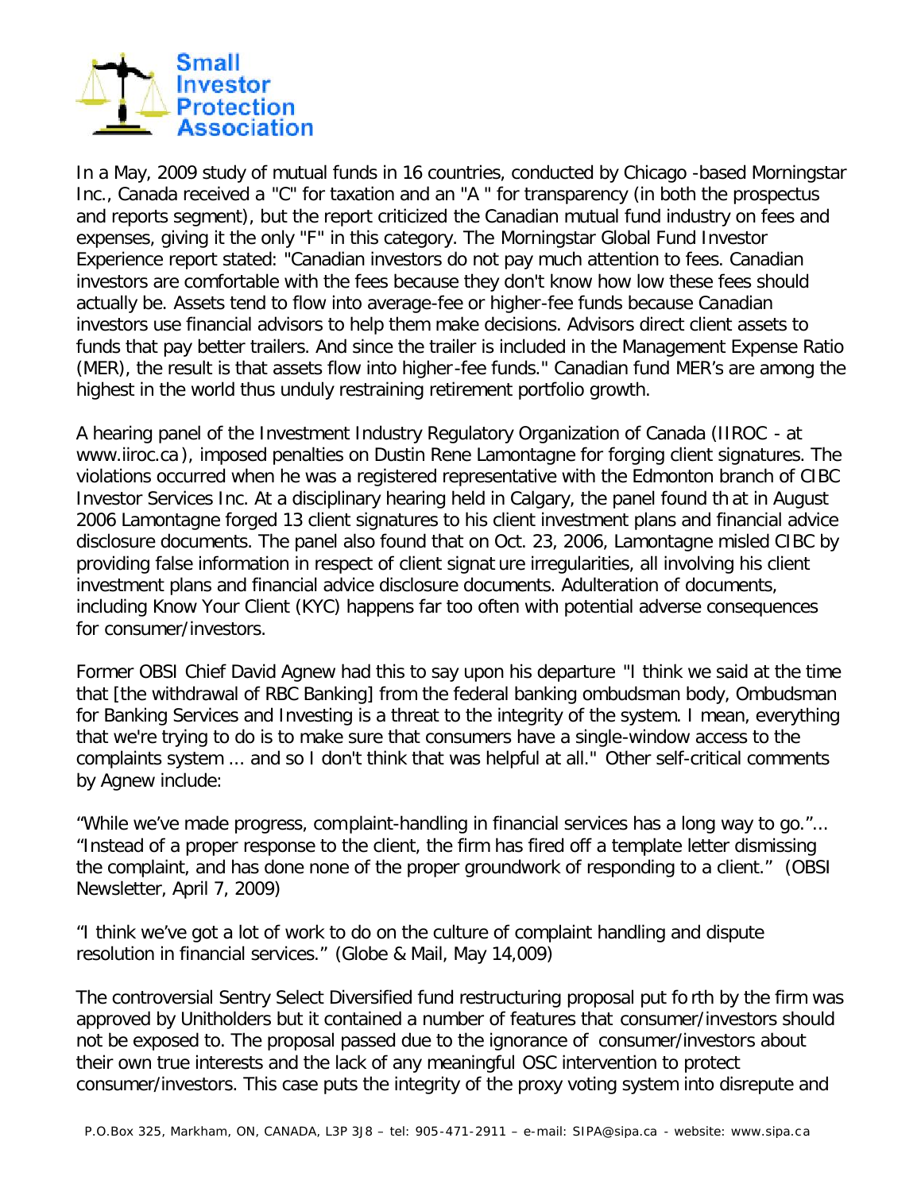In a May, 2009 study of mutual funds in 16 countries, conducted by Chicago -based Morningstar Inc., Canada received a "C" for taxation and an "A " for transparency (in both the prospectus and reports segment), but the report criticized the Canadian mutual fund industry on fees and expenses, giving it the only "F" in this category. The Morningstar Global Fund Investor Experience report stated: "Canadian investors do not pay much attention to fees. Canadian investors are comfortable with the fees because they don't know how low these fees should actually be. Assets tend to flow into average-fee or higher-fee funds because Canadian investors use financial advisors to help them make decisions. Advisors direct client assets to funds that pay better trailers. And since the trailer is included in the Management Expense Ratio (MER), the result is that assets flow into higher-fee funds." Canadian fund MER's are among the highest in the world thus unduly restraining retirement portfolio growth.

A hearing panel of the Investment Industry Regulatory Organization of Canada (IIROC - at www.iiroc.ca), imposed penalties on Dustin Rene Lamontagne for forging client signatures. The violations occurred when he was a registered representative with the Edmonton branch of CIBC Investor Services Inc. At a disciplinary hearing held in Calgary, the panel found that in August 2006 Lamontagne forged 13 client signatures to his client investment plans and financial advice disclosure documents. The panel also found that on Oct. 23, 2006, Lamontagne misled CIBC by providing false information in respect of client signature irregularities, all involving his client investment plans and financial advice disclosure documents. Adulteration of documents, including Know Your Client (KYC) happens far too often with potential adverse consequences for consumer/investors.

Former OBSI Chief David Agnew had this to say upon his departure "I think we said at the time that [the withdrawal of RBC Banking] from the federal banking ombudsman body, Ombudsman for Banking Services and Investing is a threat to the integrity of the system. I mean, everything that we're trying to do is to make sure that consumers have a single-window access to the complaints system ... and so I don't think that was helpful at all." Other self-critical comments by Agnew include:

"While we've made progress, complaint-handling in financial services has a long way to go."... "Instead of a proper response to the client, the firm has fired off a template letter dismissing the complaint, and has done none of the proper groundwork of responding to a client." (OBSI Newsletter, April 7, 2009)

"I think we've got a lot of work to do on the culture of complaint handling and dispute resolution in financial services." (Globe & Mail, May 14,009)

The controversial Sentry Select Diversified fund restructuring proposal put forth by the firm was approved by Unitholders but it contained a number of features that consumer/investors should not be exposed to. The proposal passed due to the ignorance of consumer/investors about their own true interests and the lack of any meaningful OSC intervention to protect consumer/investors. This case puts the integrity of the proxy voting system into disrepute and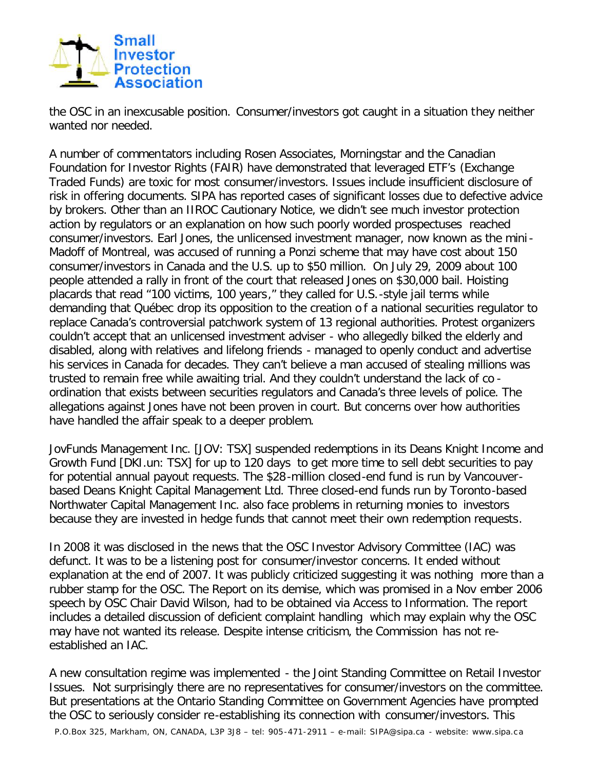the OSC in an inexcusable position. Consumer/investors got caught in a situation they neither wanted nor needed.

A number of commentators including Rosen Associates, Morningstar and the Canadian Foundation for Investor Rights (FAIR) have demonstrated that leveraged ETF's (Exchange Traded Funds) are toxic for most consumer/investors. Issues include insufficient disclosure of risk in offering documents. SIPA has reported cases of significant losses due to defective advice by brokers. Other than an IIROC Cautionary Notice, we didn't see much investor protection action by regulators or an explanation on how such poorly worded prospectuses reached consumer/investors. Earl Jones, the unlicensed investment manager, now known as the mini-Madoff of Montreal, was accused of running a Ponzi scheme that may have cost about 150 consumer/investors in Canada and the U.S. up to $50 million. On July 29, 2009 about 100 people attended a rally in front of the court that released Jones on $30,000 bail. Hoisting placards that read "100 victims, 100 years," they called for U.S.-style jail terms while demanding that Québec drop its opposition to the creation of a national securities regulator to replace Canada's controversial patchwork system of 13 regional authorities. Protest organizers couldn't accept that an unlicensed investment adviser - who allegedly bilked the elderly and disabled, along with relatives and lifelong friends - managed to openly conduct and advertise his services in Canada for decades. They can't believe a man accused of stealing millions was trusted to remain free while awaiting trial. And they couldn't understand the lack of co-ordination that exists between securities regulators and Canada's three levels of police. The allegations against Jones have not been proven in court. But concerns over how authorities have handled the affair speak to a deeper problem.

JovFunds Management Inc. [JOV: TSX] suspended redemptions in its Deans Knight Income and Growth Fund [DKI.un: TSX] for up to 120 days to get more time to sell debt securities to pay for potential annual payout requests. The $28-million closed-end fund is run by Vancouver-based Deans Knight Capital Management Ltd. Three closed-end funds run by Toronto-based Northwater Capital Management Inc. also face problems in returning monies to investors because they are invested in hedge funds that cannot meet their own redemption requests.

In 2008 it was disclosed in the news that the OSC Investor Advisory Committee (IAC) was defunct. It was to be a listening post for consumer/investor concerns. It ended without explanation at the end of 2007. It was publicly criticized suggesting it was nothing more than a rubber stamp for the OSC. The Report on its demise, which was promised in a November 2006 speech by OSC Chair David Wilson, had to be obtained via Access to Information. The report includes a detailed discussion of deficient complaint handling which may explain why the OSC may have not wanted its release. Despite intense criticism, the Commission has not re-established an IAC.

A new consultation regime was implemented - the Joint Standing Committee on Retail Investor Issues. Not surprisingly there are no representatives for consumer/investors on the committee. But presentations at the Ontario Standing Committee on Government Agencies have prompted the OSC to seriously consider re-establishing its connection with consumer/investors. This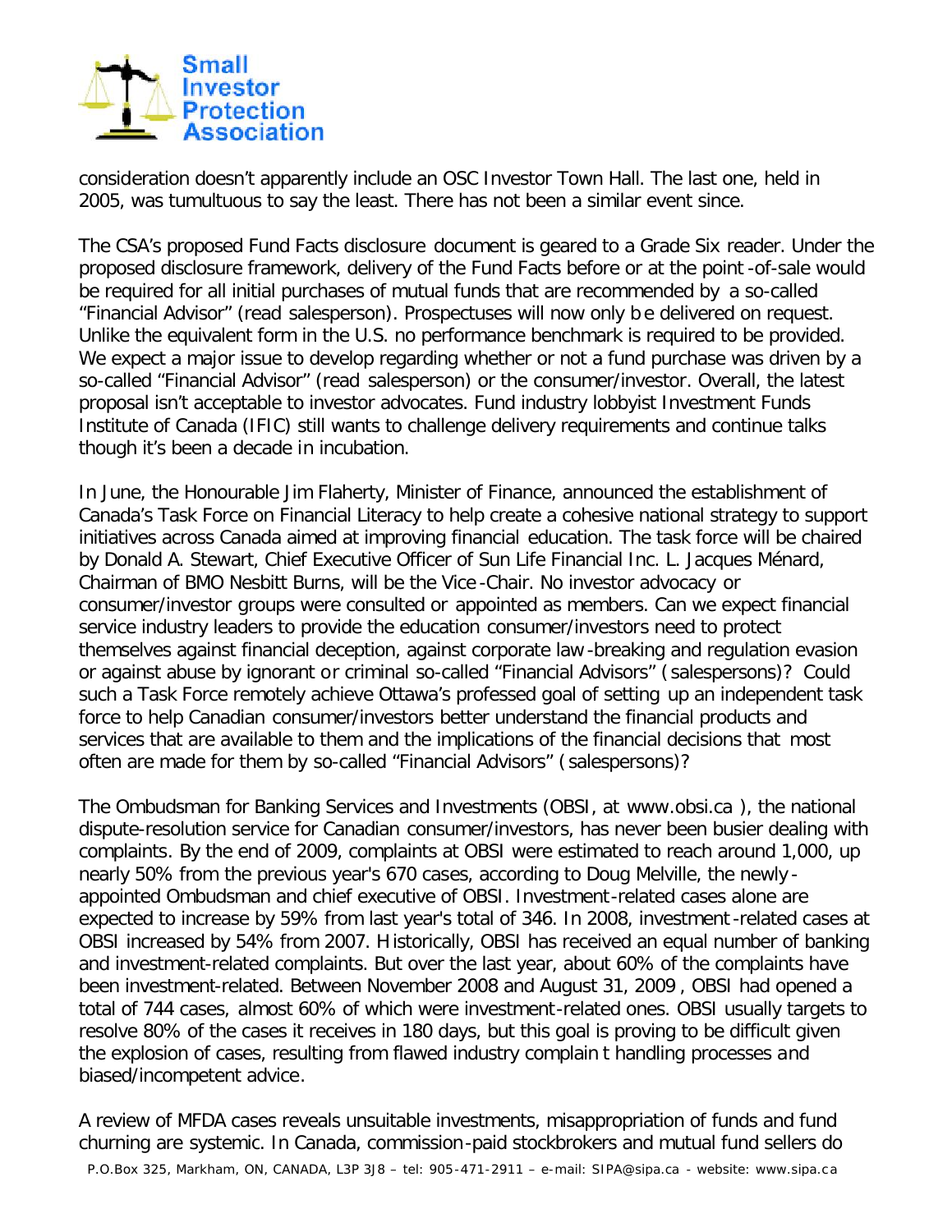consideration doesn't apparently include an OSC Investor Town Hall. The last one, held in 2005, was tumultuous to say the least. There has not been a similar event since.

The CSA's proposed Fund Facts disclosure document is geared to a Grade Six reader. Under the proposed disclosure framework, delivery of the Fund Facts before or at the point-of-sale would be required for all initial purchases of mutual funds that are recommended by a so-called "Financial Advisor" (read salesperson). Prospectuses will now only be delivered on request. Unlike the equivalent form in the U.S. no performance benchmark is required to be provided. We expect a major issue to develop regarding whether or not a fund purchase was driven by a so-called "Financial Advisor" (read salesperson) or the consumer/investor. Overall, the latest proposal isn't acceptable to investor advocates. Fund industry lobbyist Investment Funds Institute of Canada (IFIC) still wants to challenge delivery requirements and continue talks though it's been a decade in incubation.

In June, the Honourable Jim Flaherty, Minister of Finance, announced the establishment of Canada's Task Force on Financial Literacy to help create a cohesive national strategy to support initiatives across Canada aimed at improving financial education. The task force will be chaired by Donald A. Stewart, Chief Executive Officer of Sun Life Financial Inc. L. Jacques Ménard, Chairman of BMO Nesbitt Burns, will be the Vice-Chair. No investor advocacy or consumer/investor groups were consulted or appointed as members. Can we expect financial service industry leaders to provide the education consumer/investors need to protect themselves against financial deception, against corporate law-breaking and regulation evasion or against abuse by ignorant or criminal so-called "Financial Advisors" (salespersons)? Could such a Task Force remotely achieve Ottawa's professed goal of setting up an independent task force to help Canadian consumer/investors better understand the financial products and services that are available to them and the implications of the financial decisions that most often are made for them by so-called "Financial Advisors" (salespersons)?

The Ombudsman for Banking Services and Investments (OBSI, at www.obsi.ca ), the national dispute-resolution service for Canadian consumer/investors, has never been busier dealing with complaints. By the end of 2009, complaints at OBSI were estimated to reach around 1,000, up nearly 50% from the previous year's 670 cases, according to Doug Melville, the newly-appointed Ombudsman and chief executive of OBSI. Investment-related cases alone are expected to increase by 59% from last year's total of 346. In 2008, investment-related cases at OBSI increased by 54% from 2007. Historically, OBSI has received an equal number of banking and investment-related complaints. But over the last year, about 60% of the complaints have been investment-related. Between November 2008 and August 31, 2009, OBSI had opened a total of 744 cases, almost 60% of which were investment-related ones. OBSI usually targets to resolve 80% of the cases it receives in 180 days, but this goal is proving to be difficult given the explosion of cases, resulting from flawed industry complaint handling processes and biased/incompetent advice.

A review of MFDA cases reveals unsuitable investments, misappropriation of funds and fund churning are systemic. In Canada, commission-paid stockbrokers and mutual fund sellers do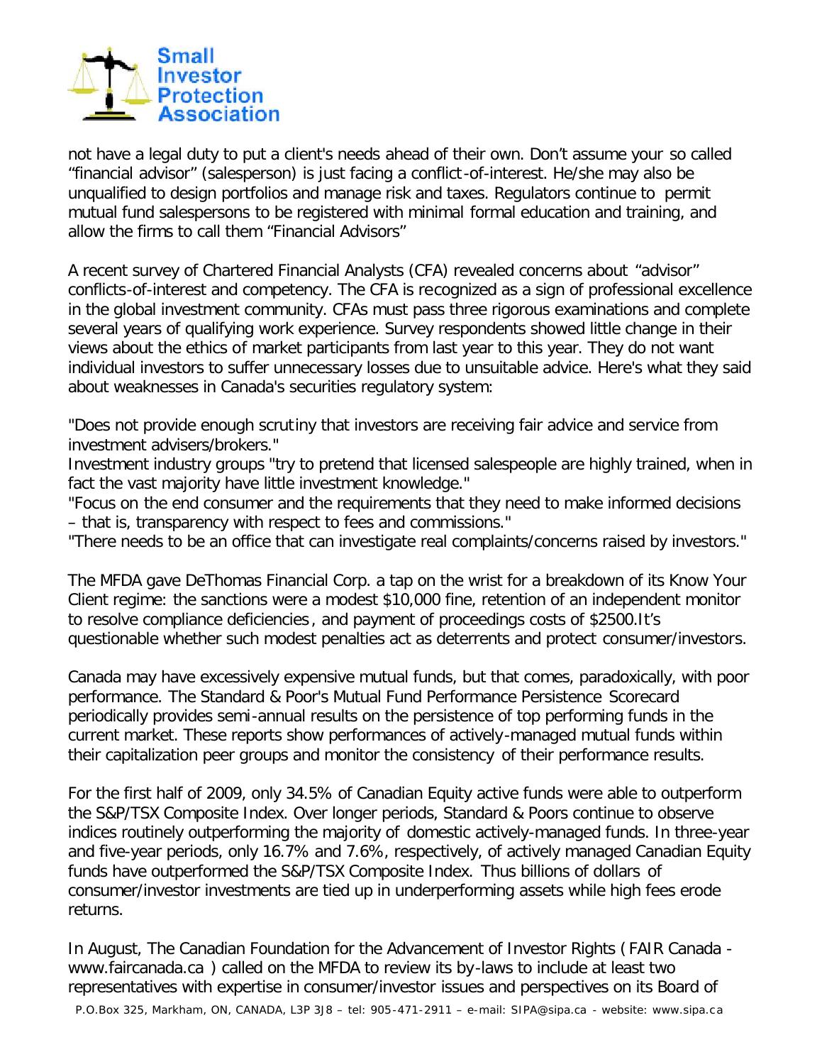not have a legal duty to put a client's needs ahead of their own. Don't assume your so called "financial advisor" (salesperson) is just facing a conflict-of-interest. He/she may also be unqualified to design portfolios and manage risk and taxes. Regulators continue to permit mutual fund salespersons to be registered with minimal formal education and training, and allow the firms to call them "Financial Advisors"

A recent survey of Chartered Financial Analysts (CFA) revealed concerns about "advisor" conflicts-of-interest and competency. The CFA is recognized as a sign of professional excellence in the global investment community. CFAs must pass three rigorous examinations and complete several years of qualifying work experience. Survey respondents showed little change in their views about the ethics of market participants from last year to this year. They do not want individual investors to suffer unnecessary losses due to unsuitable advice. Here's what they said about weaknesses in Canada's securities regulatory system:

"Does not provide enough scrutiny that investors are receiving fair advice and service from investment advisers/brokers."
Investment industry groups "try to pretend that licensed salespeople are highly trained, when in fact the vast majority have little investment knowledge."
"Focus on the end consumer and the requirements that they need to make informed decisions – that is, transparency with respect to fees and commissions."
"There needs to be an office that can investigate real complaints/concerns raised by investors."

The MFDA gave DeThomas Financial Corp. a tap on the wrist for a breakdown of its Know Your Client regime: the sanctions were a modest $10,000 fine, retention of an independent monitor to resolve compliance deficiencies, and payment of proceedings costs of $2500.It's questionable whether such modest penalties act as deterrents and protect consumer/investors.

Canada may have excessively expensive mutual funds, but that comes, paradoxically, with poor performance. The Standard & Poor's Mutual Fund Performance Persistence Scorecard periodically provides semi-annual results on the persistence of top performing funds in the current market. These reports show performances of actively-managed mutual funds within their capitalization peer groups and monitor the consistency of their performance results.

For the first half of 2009, only 34.5% of Canadian Equity active funds were able to outperform the S&P/TSX Composite Index. Over longer periods, Standard & Poors continue to observe indices routinely outperforming the majority of domestic actively-managed funds. In three-year and five-year periods, only 16.7% and 7.6%, respectively, of actively managed Canadian Equity funds have outperformed the S&P/TSX Composite Index. Thus billions of dollars of consumer/investor investments are tied up in underperforming assets while high fees erode returns.

In August, The Canadian Foundation for the Advancement of Investor Rights ( FAIR Canada - www.faircanada.ca ) called on the MFDA to review its by-laws to include at least two representatives with expertise in consumer/investor issues and perspectives on its Board of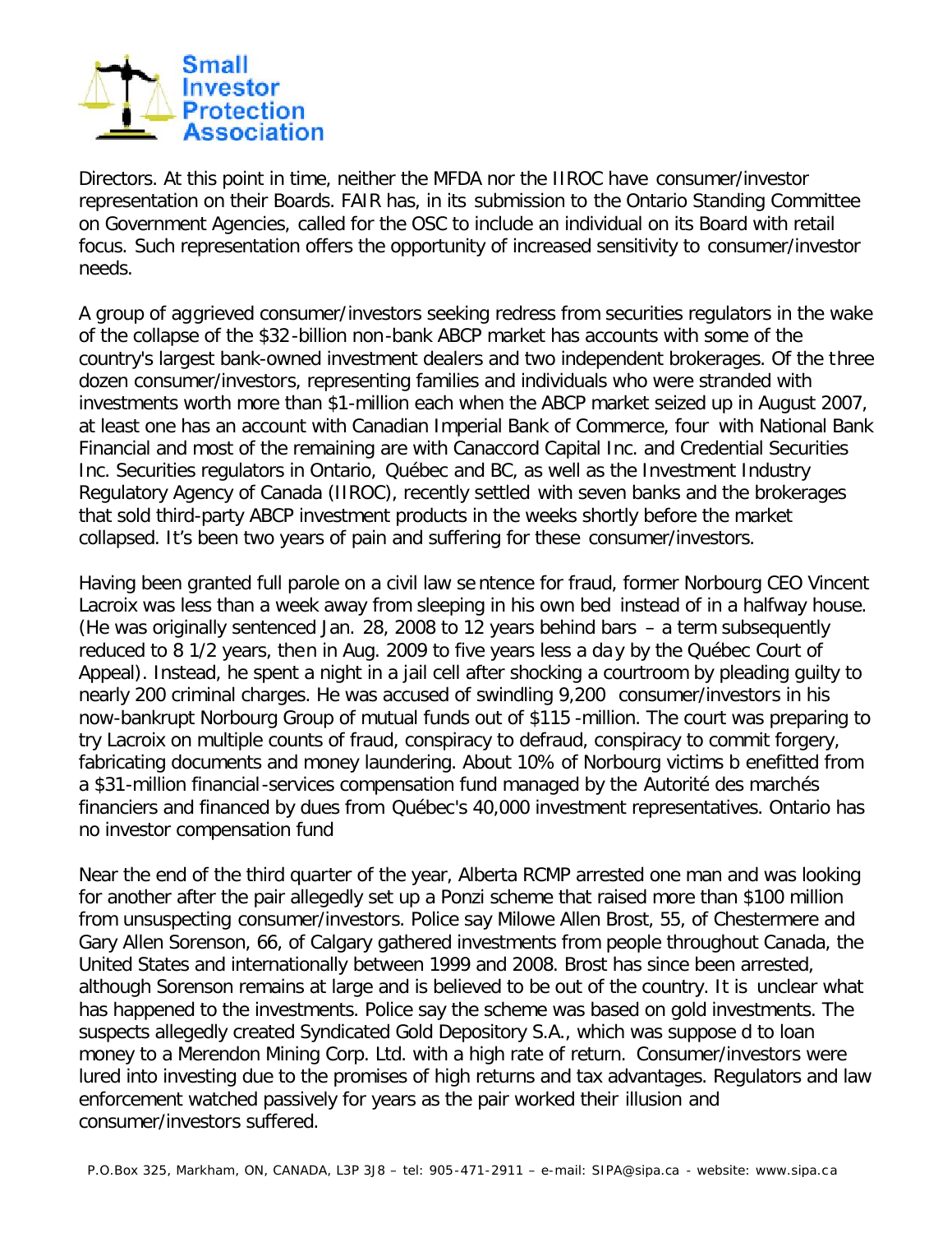Directors. At this point in time, neither the MFDA nor the IIROC have consumer/investor representation on their Boards. FAIR has, in its submission to the Ontario Standing Committee on Government Agencies, called for the OSC to include an individual on its Board with retail focus. Such representation offers the opportunity of increased sensitivity to consumer/investor needs.

A group of aggrieved consumer/investors seeking redress from securities regulators in the wake of the collapse of the $32-billion non-bank ABCP market has accounts with some of the country's largest bank-owned investment dealers and two independent brokerages. Of the three dozen consumer/investors, representing families and individuals who were stranded with investments worth more than $1-million each when the ABCP market seized up in August 2007, at least one has an account with Canadian Imperial Bank of Commerce, four with National Bank Financial and most of the remaining are with Canaccord Capital Inc. and Credential Securities Inc. Securities regulators in Ontario, Québec and BC, as well as the Investment Industry Regulatory Agency of Canada (IIROC), recently settled with seven banks and the brokerages that sold third-party ABCP investment products in the weeks shortly before the market collapsed. It's been two years of pain and suffering for these consumer/investors.

Having been granted full parole on a civil law sentence for fraud, former Norbourg CEO Vincent Lacroix was less than a week away from sleeping in his own bed instead of in a halfway house. (He was originally sentenced Jan. 28, 2008 to 12 years behind bars – a term subsequently reduced to 8 1/2 years, then in Aug. 2009 to five years less a day by the Québec Court of Appeal). Instead, he spent a night in a jail cell after shocking a courtroom by pleading guilty to nearly 200 criminal charges. He was accused of swindling 9,200 consumer/investors in his now-bankrupt Norbourg Group of mutual funds out of $115-million. The court was preparing to try Lacroix on multiple counts of fraud, conspiracy to defraud, conspiracy to commit forgery, fabricating documents and money laundering. About 10% of Norbourg victims benefitted from a $31-million financial-services compensation fund managed by the Autorité des marchés financiers and financed by dues from Québec's 40,000 investment representatives. Ontario has no investor compensation fund

Near the end of the third quarter of the year, Alberta RCMP arrested one man and was looking for another after the pair allegedly set up a Ponzi scheme that raised more than $100 million from unsuspecting consumer/investors. Police say Milowe Allen Brost, 55, of Chestermere and Gary Allen Sorenson, 66, of Calgary gathered investments from people throughout Canada, the United States and internationally between 1999 and 2008. Brost has since been arrested, although Sorenson remains at large and is believed to be out of the country. It is unclear what has happened to the investments. Police say the scheme was based on gold investments. The suspects allegedly created Syndicated Gold Depository S.A., which was supposed to loan money to a Merendon Mining Corp. Ltd. with a high rate of return. Consumer/investors were lured into investing due to the promises of high returns and tax advantages. Regulators and law enforcement watched passively for years as the pair worked their illusion and consumer/investors suffered.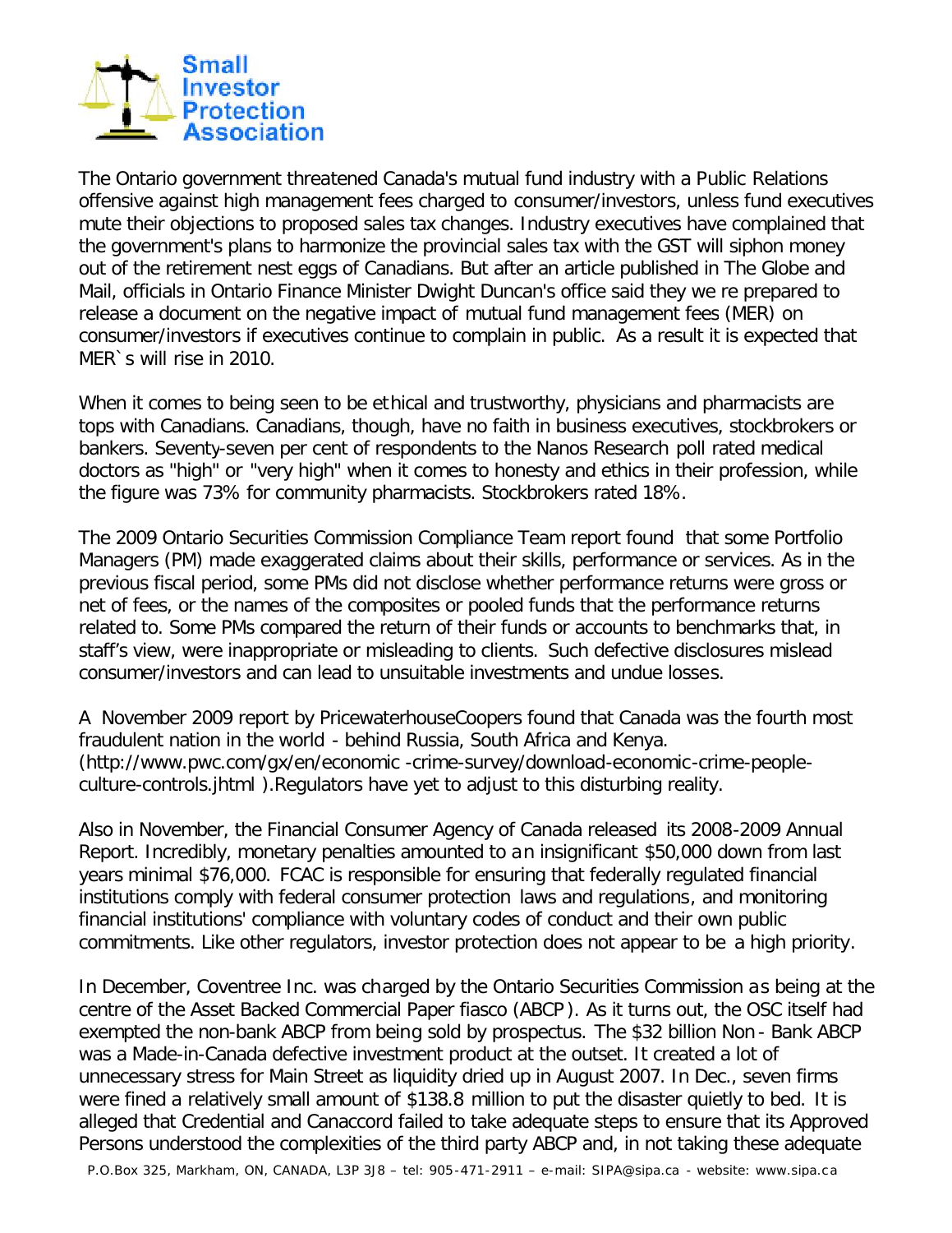**Small Investor Protection Association**

The Ontario government threatened Canada's mutual fund industry with a Public Relations offensive against high management fees charged to consumer/investors, unless fund executives mute their objections to proposed sales tax changes. Industry executives have complained that the government's plans to harmonize the provincial sales tax with the GST will siphon money out of the retirement nest eggs of Canadians. But after an article published in The Globe and Mail, officials in Ontario Finance Minister Dwight Duncan's office said they we re prepared to release a document on the negative impact of mutual fund management fees (MER) on consumer/investors if executives continue to complain in public. As a result it is expected that MER`s will rise in 2010.

When it comes to being seen to be ethical and trustworthy, physicians and pharmacists are tops with Canadians. Canadians, though, have no faith in business executives, stockbrokers or bankers. Seventy-seven per cent of respondents to the Nanos Research poll rated medical doctors as "high" or "very high" when it comes to honesty and ethics in their profession, while the figure was 73% for community pharmacists. Stockbrokers rated 18%.

The 2009 Ontario Securities Commission Compliance Team report found that some Portfolio Managers (PM) made exaggerated claims about their skills, performance or services. As in the previous fiscal period, some PMs did not disclose whether performance returns were gross or net of fees, or the names of the composites or pooled funds that the performance returns related to. Some PMs compared the return of their funds or accounts to benchmarks that, in staff's view, were inappropriate or misleading to clients. Such defective disclosures mislead consumer/investors and can lead to unsuitable investments and undue losses.

A November 2009 report by PricewaterhouseCoopers found that Canada was the fourth most fraudulent nation in the world - behind Russia, South Africa and Kenya. (http://www.pwc.com/gx/en/economic -crime-survey/download-economic-crime-people-culture-controls.jhtml ).Regulators have yet to adjust to this disturbing reality.

Also in November, the Financial Consumer Agency of Canada released its 2008-2009 Annual Report. Incredibly, monetary penalties amounted to an insignificant $50,000 down from last years minimal $76,000. FCAC is responsible for ensuring that federally regulated financial institutions comply with federal consumer protection laws and regulations, and monitoring financial institutions' compliance with voluntary codes of conduct and their own public commitments. Like other regulators, investor protection does not appear to be a high priority.

In December, Coventree Inc. was charged by the Ontario Securities Commission as being at the centre of the Asset Backed Commercial Paper fiasco (ABCP). As it turns out, the OSC itself had exempted the non-bank ABCP from being sold by prospectus. The $32 billion Non - Bank ABCP was a Made-in-Canada defective investment product at the outset. It created a lot of unnecessary stress for Main Street as liquidity dried up in August 2007. In Dec., seven firms were fined a relatively small amount of $138.8 million to put the disaster quietly to bed. It is alleged that Credential and Canaccord failed to take adequate steps to ensure that its Approved Persons understood the complexities of the third party ABCP and, in not taking these adequate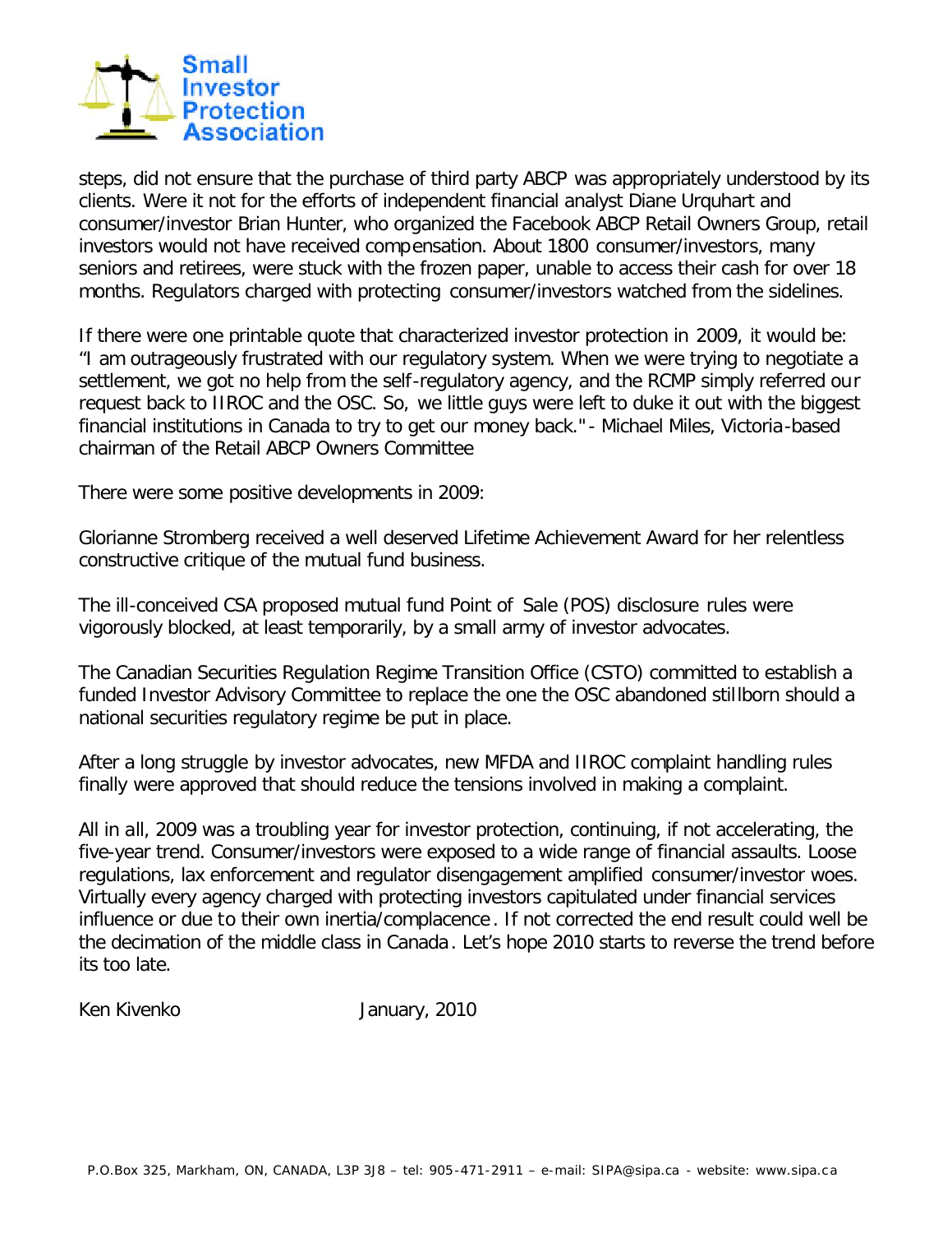steps, did not ensure that the purchase of third party ABCP was appropriately understood by its clients. Were it not for the efforts of independent financial analyst Diane Urquhart and consumer/investor Brian Hunter, who organized the Facebook ABCP Retail Owners Group, retail investors would not have received compensation. About 1800 consumer/investors, many seniors and retirees, were stuck with the frozen paper, unable to access their cash for over 18 months. Regulators charged with protecting consumer/investors watched from the sidelines.

If there were one printable quote that characterized investor protection in 2009, it would be: "I am outrageously frustrated with our regulatory system. When we were trying to negotiate a settlement, we got no help from the self-regulatory agency, and the RCMP simply referred our request back to IIROC and the OSC. So, we little guys were left to duke it out with the biggest financial institutions in Canada to try to get our money back." - Michael Miles, Victoria-based chairman of the Retail ABCP Owners Committee

There were some positive developments in 2009:

Glorianne Stromberg received a well deserved Lifetime Achievement Award for her relentless constructive critique of the mutual fund business.

The ill-conceived CSA proposed mutual fund Point of Sale (POS) disclosure rules were vigorously blocked, at least temporarily, by a small army of investor advocates.

The Canadian Securities Regulation Regime Transition Office (CSTO) committed to establish a funded Investor Advisory Committee to replace the one the OSC abandoned stillborn should a national securities regulatory regime be put in place.

After a long struggle by investor advocates, new MFDA and IIROC complaint handling rules finally were approved that should reduce the tensions involved in making a complaint.

All in all, 2009 was a troubling year for investor protection, continuing, if not accelerating, the five-year trend. Consumer/investors were exposed to a wide range of financial assaults. Loose regulations, lax enforcement and regulator disengagement amplified consumer/investor woes. Virtually every agency charged with protecting investors capitulated under financial services influence or due to their own inertia/complacence. If not corrected the end result could well be the decimation of the middle class in Canada. Let's hope 2010 starts to reverse the trend before its too late.

Ken Kivenko January, 2010